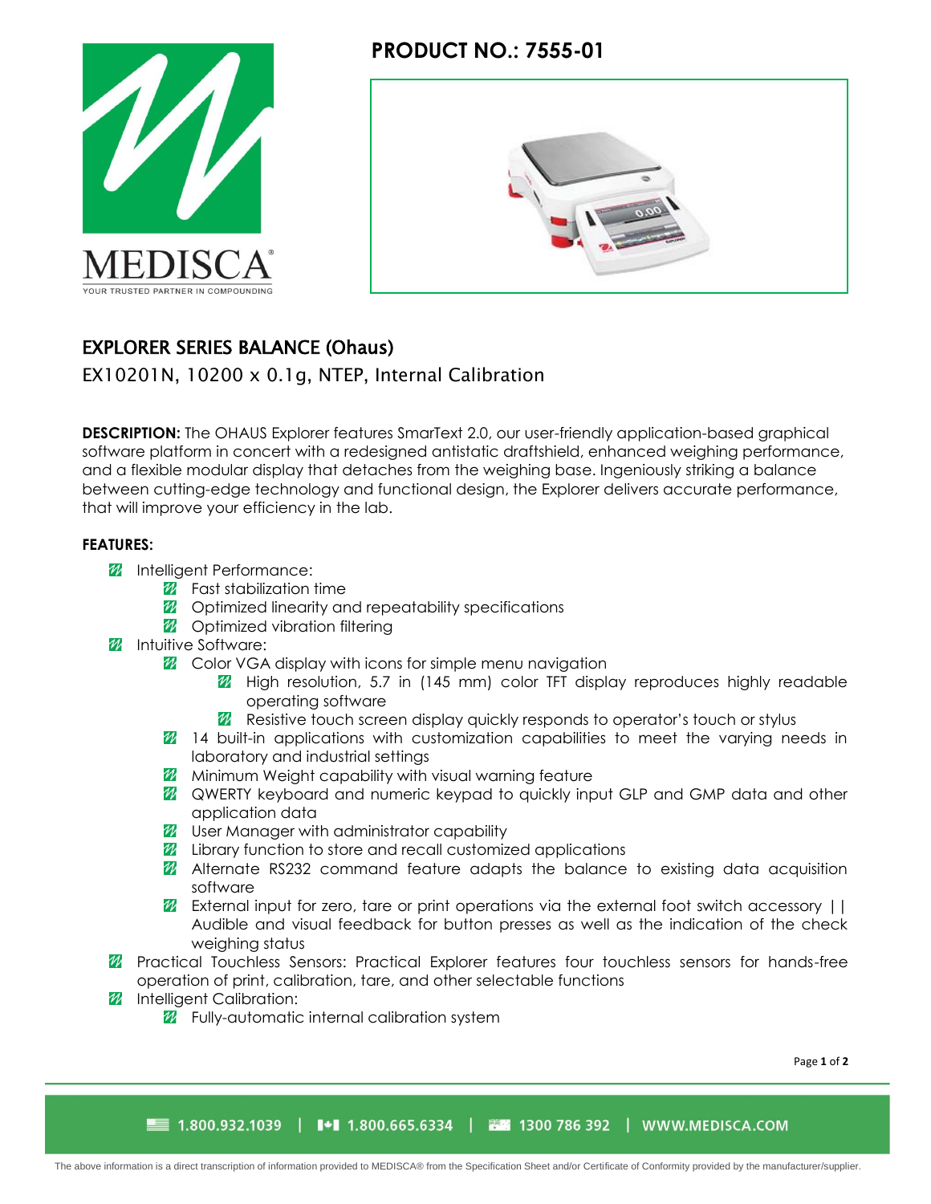# PRODUCT NO.: 7555-01

## EXPLORER SERIES BALANCE (Ohaus)

EX10201N, 10200 x 0.1g, NTEP, Internal Calibration

**DESCRIPTION:** The OHAUS Explorer features SmarText 2.0, our user-friendly application-based graphical software platform in concert with a redesigned antistatic draftshield, enhanced weighing performance, and a flexible modular display that detaches from the weighing base. Ingeniously striking a balance between cutting-edge technology and functional design, the Explorer delivers accurate performance, that will improve your efficiency in the lab.

**FEATURES:**

- Intelligent Performance:
  - Fast stabilization time
  - Optimized linearity and repeatability specifications
  - Optimized vibration filtering
- Intuitive Software:
  - Color VGA display with icons for simple menu navigation
    - High resolution, 5.7 in (145 mm) color TFT display reproduces highly readable operating software
    - Resistive touch screen display quickly responds to operator's touch or stylus
  - 14 built-in applications with customization capabilities to meet the varying needs in laboratory and industrial settings
  - Minimum Weight capability with visual warning feature
  - QWERTY keyboard and numeric keypad to quickly input GLP and GMP data and other application data
  - User Manager with administrator capability
  - Library function to store and recall customized applications
  - Alternate RS232 command feature adapts the balance to existing data acquisition software
  - External input for zero, tare or print operations via the external foot switch accessory || Audible and visual feedback for button presses as well as the indication of the check weighing status
- Practical Touchless Sensors: Practical Explorer features four touchless sensors for hands-free operation of print, calibration, tare, and other selectable functions
- Intelligent Calibration:
  - Fully-automatic internal calibration system

The above information is a direct transcription of information provided to MEDISCA® from the Specification Sheet and/or Certificate of Conformity provided by the manufacturer/supplier.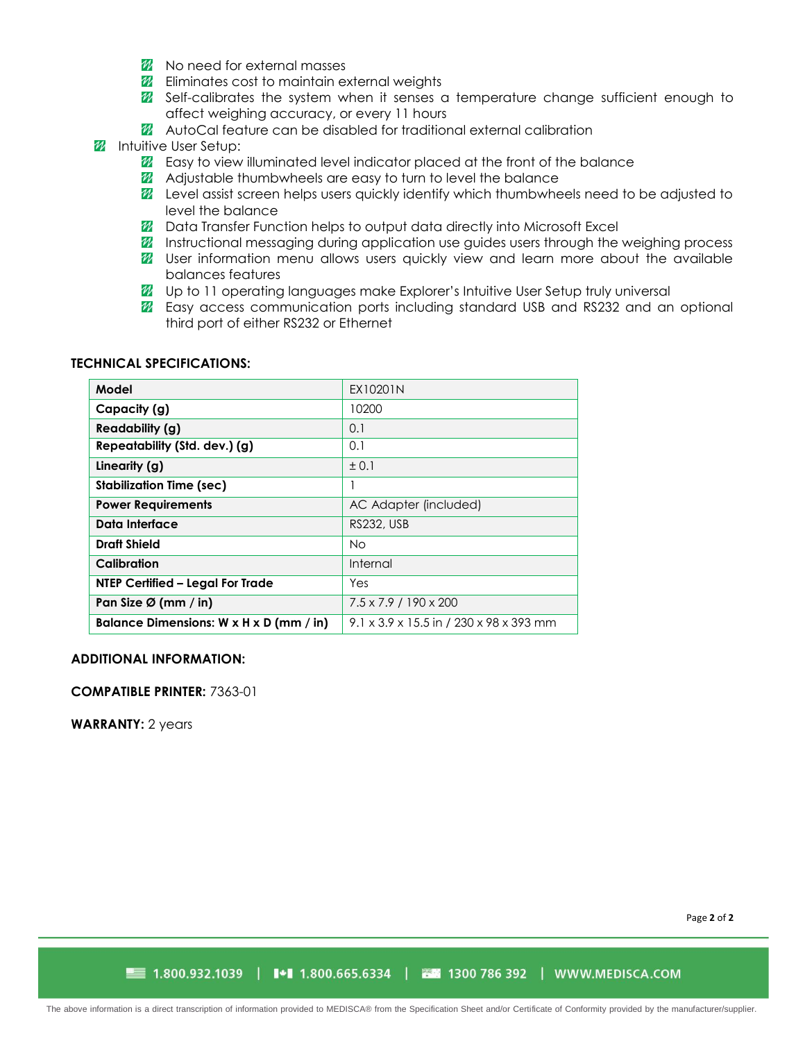- No need for external masses
- Eliminates cost to maintain external weights
- Self-calibrates the system when it senses a temperature change sufficient enough to affect weighing accuracy, or every 11 hours
- AutoCal feature can be disabled for traditional external calibration

- Intuitive User Setup:
  - Easy to view illuminated level indicator placed at the front of the balance
  - Adjustable thumbwheels are easy to turn to level the balance
  - Level assist screen helps users quickly identify which thumbwheels need to be adjusted to level the balance
  - Data Transfer Function helps to output data directly into Microsoft Excel
  - Instructional messaging during application use guides users through the weighing process
  - User information menu allows users quickly view and learn more about the available balances features
  - Up to 11 operating languages make Explorer's Intuitive User Setup truly universal
  - Easy access communication ports including standard USB and RS232 and an optional third port of either RS232 or Ethernet

**TECHNICAL SPECIFICATIONS:**

| | |
|---|---|
| **Model** | EX10201N |
| **Capacity (g)** | 10200 |
| **Readability (g)** | 0.1 |
| **Repeatability (Std. dev.) (g)** | 0.1 |
| **Linearity (g)** | ± 0.1 |
| **Stabilization Time (sec)** | 1 |
| **Power Requirements** | AC Adapter (included) |
| **Data Interface** | RS232, USB |
| **Draft Shield** | No |
| **Calibration** | Internal |
| **NTEP Certified – Legal For Trade** | Yes |
| **Pan Size Ø (mm / in)** | 7.5 x 7.9 / 190 x 200 |
| **Balance Dimensions: W x H x D (mm / in)** | 9.1 x 3.9 x 15.5 in / 230 x 98 x 393 mm |

**ADDITIONAL INFORMATION:**

**COMPATIBLE PRINTER:** 7363-01

**WARRANTY:** 2 years

1.800.932.1039 | 1.800.665.6334 | 1300 786 392 | WWW.MEDISCA.COM

The above information is a direct transcription of information provided to MEDISCA® from the Specification Sheet and/or Certificate of Conformity provided by the manufacturer/supplier.